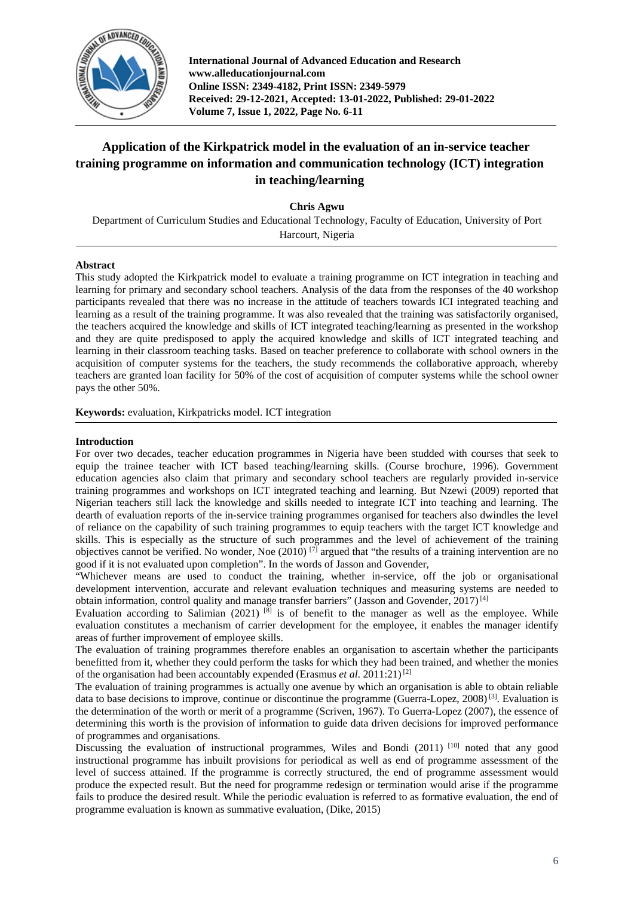# Application of the Kirkpatrick model in the evaluation of an in-service teacher training programme on information and communication technology (ICT) integration in teaching/learning

**Chris Agwu**

Department of Curriculum Studies and Educational Technology, Faculty of Education, University of Port Harcourt, Nigeria

## Abstract

This study adopted the Kirkpatrick model to evaluate a training programme on ICT integration in teaching and learning for primary and secondary school teachers. Analysis of the data from the responses of the 40 workshop participants revealed that there was no increase in the attitude of teachers towards ICI integrated teaching and learning as a result of the training programme. It was also revealed that the training was satisfactorily organised, the teachers acquired the knowledge and skills of ICT integrated teaching/learning as presented in the workshop and they are quite predisposed to apply the acquired knowledge and skills of ICT integrated teaching and learning in their classroom teaching tasks. Based on teacher preference to collaborate with school owners in the acquisition of computer systems for the teachers, the study recommends the collaborative approach, whereby teachers are granted loan facility for 50% of the cost of acquisition of computer systems while the school owner pays the other 50%.

**Keywords:** evaluation, Kirkpatricks model. ICT integration

## Introduction

For over two decades, teacher education programmes in Nigeria have been studded with courses that seek to equip the trainee teacher with ICT based teaching/learning skills. (Course brochure, 1996). Government education agencies also claim that primary and secondary school teachers are regularly provided in-service training programmes and workshops on ICT integrated teaching and learning. But Nzewi (2009) reported that Nigerian teachers still lack the knowledge and skills needed to integrate ICT into teaching and learning. The dearth of evaluation reports of the in-service training programmes organised for teachers also dwindles the level of reliance on the capability of such training programmes to equip teachers with the target ICT knowledge and skills. This is especially as the structure of such programmes and the level of achievement of the training objectives cannot be verified. No wonder, Noe (2010) [7] argued that "the results of a training intervention are no good if it is not evaluated upon completion". In the words of Jasson and Govender,

"Whichever means are used to conduct the training, whether in-service, off the job or organisational development intervention, accurate and relevant evaluation techniques and measuring systems are needed to obtain information, control quality and manage transfer barriers" (Jasson and Govender, 2017) [4]

Evaluation according to Salimian (2021) [8] is of benefit to the manager as well as the employee. While evaluation constitutes a mechanism of carrier development for the employee, it enables the manager identify areas of further improvement of employee skills.

The evaluation of training programmes therefore enables an organisation to ascertain whether the participants benefitted from it, whether they could perform the tasks for which they had been trained, and whether the monies of the organisation had been accountably expended (Erasmus *et al.* 2011:21) [2]

The evaluation of training programmes is actually one avenue by which an organisation is able to obtain reliable data to base decisions to improve, continue or discontinue the programme (Guerra-Lopez, 2008) [3]. Evaluation is the determination of the worth or merit of a programme (Scriven, 1967). To Guerra-Lopez (2007), the essence of determining this worth is the provision of information to guide data driven decisions for improved performance of programmes and organisations.

Discussing the evaluation of instructional programmes, Wiles and Bondi (2011) [10] noted that any good instructional programme has inbuilt provisions for periodical as well as end of programme assessment of the level of success attained. If the programme is correctly structured, the end of programme assessment would produce the expected result. But the need for programme redesign or termination would arise if the programme fails to produce the desired result. While the periodic evaluation is referred to as formative evaluation, the end of programme evaluation is known as summative evaluation, (Dike, 2015)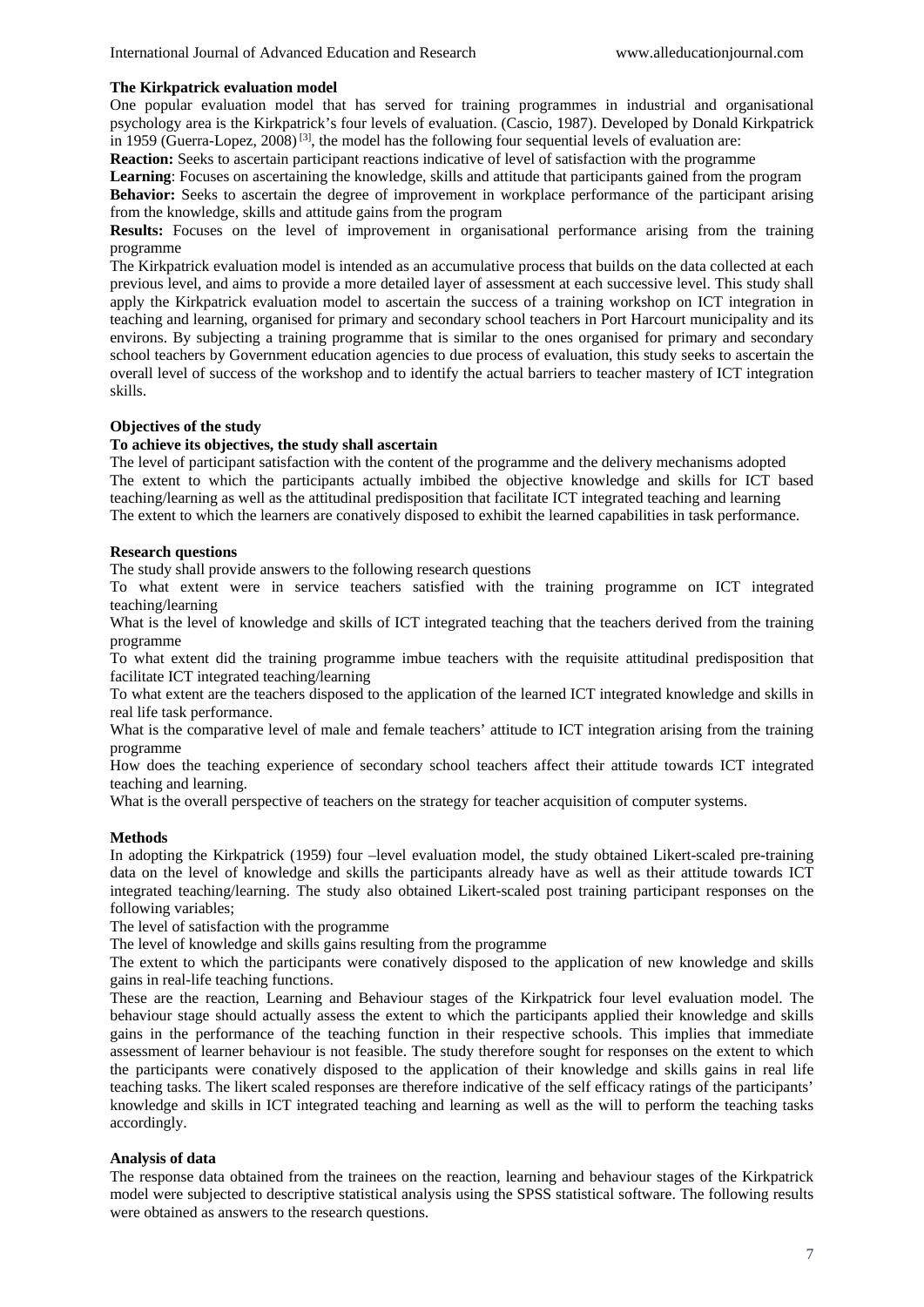**The Kirkpatrick evaluation model**

One popular evaluation model that has served for training programmes in industrial and organisational psychology area is the Kirkpatrick's four levels of evaluation. (Cascio, 1987). Developed by Donald Kirkpatrick in 1959 (Guerra-Lopez, 2008) [3], the model has the following four sequential levels of evaluation are:

**Reaction:** Seeks to ascertain participant reactions indicative of level of satisfaction with the programme

**Learning**: Focuses on ascertaining the knowledge, skills and attitude that participants gained from the program

**Behavior:** Seeks to ascertain the degree of improvement in workplace performance of the participant arising from the knowledge, skills and attitude gains from the program

**Results:** Focuses on the level of improvement in organisational performance arising from the training programme

The Kirkpatrick evaluation model is intended as an accumulative process that builds on the data collected at each previous level, and aims to provide a more detailed layer of assessment at each successive level. This study shall apply the Kirkpatrick evaluation model to ascertain the success of a training workshop on ICT integration in teaching and learning, organised for primary and secondary school teachers in Port Harcourt municipality and its environs. By subjecting a training programme that is similar to the ones organised for primary and secondary school teachers by Government education agencies to due process of evaluation, this study seeks to ascertain the overall level of success of the workshop and to identify the actual barriers to teacher mastery of ICT integration skills.

**Objectives of the study**

**To achieve its objectives, the study shall ascertain**

The level of participant satisfaction with the content of the programme and the delivery mechanisms adopted

The extent to which the participants actually imbibed the objective knowledge and skills for ICT based teaching/learning as well as the attitudinal predisposition that facilitate ICT integrated teaching and learning

The extent to which the learners are conatively disposed to exhibit the learned capabilities in task performance.

**Research questions**

The study shall provide answers to the following research questions

To what extent were in service teachers satisfied with the training programme on ICT integrated teaching/learning

What is the level of knowledge and skills of ICT integrated teaching that the teachers derived from the training programme

To what extent did the training programme imbue teachers with the requisite attitudinal predisposition that facilitate ICT integrated teaching/learning

To what extent are the teachers disposed to the application of the learned ICT integrated knowledge and skills in real life task performance.

What is the comparative level of male and female teachers' attitude to ICT integration arising from the training programme

How does the teaching experience of secondary school teachers affect their attitude towards ICT integrated teaching and learning.

What is the overall perspective of teachers on the strategy for teacher acquisition of computer systems.

**Methods**

In adopting the Kirkpatrick (1959) four –level evaluation model, the study obtained Likert-scaled pre-training data on the level of knowledge and skills the participants already have as well as their attitude towards ICT integrated teaching/learning. The study also obtained Likert-scaled post training participant responses on the following variables;

The level of satisfaction with the programme

The level of knowledge and skills gains resulting from the programme

The extent to which the participants were conatively disposed to the application of new knowledge and skills gains in real-life teaching functions.

These are the reaction, Learning and Behaviour stages of the Kirkpatrick four level evaluation model. The behaviour stage should actually assess the extent to which the participants applied their knowledge and skills gains in the performance of the teaching function in their respective schools. This implies that immediate assessment of learner behaviour is not feasible. The study therefore sought for responses on the extent to which the participants were conatively disposed to the application of their knowledge and skills gains in real life teaching tasks. The likert scaled responses are therefore indicative of the self efficacy ratings of the participants' knowledge and skills in ICT integrated teaching and learning as well as the will to perform the teaching tasks accordingly.

**Analysis of data**

The response data obtained from the trainees on the reaction, learning and behaviour stages of the Kirkpatrick model were subjected to descriptive statistical analysis using the SPSS statistical software. The following results were obtained as answers to the research questions.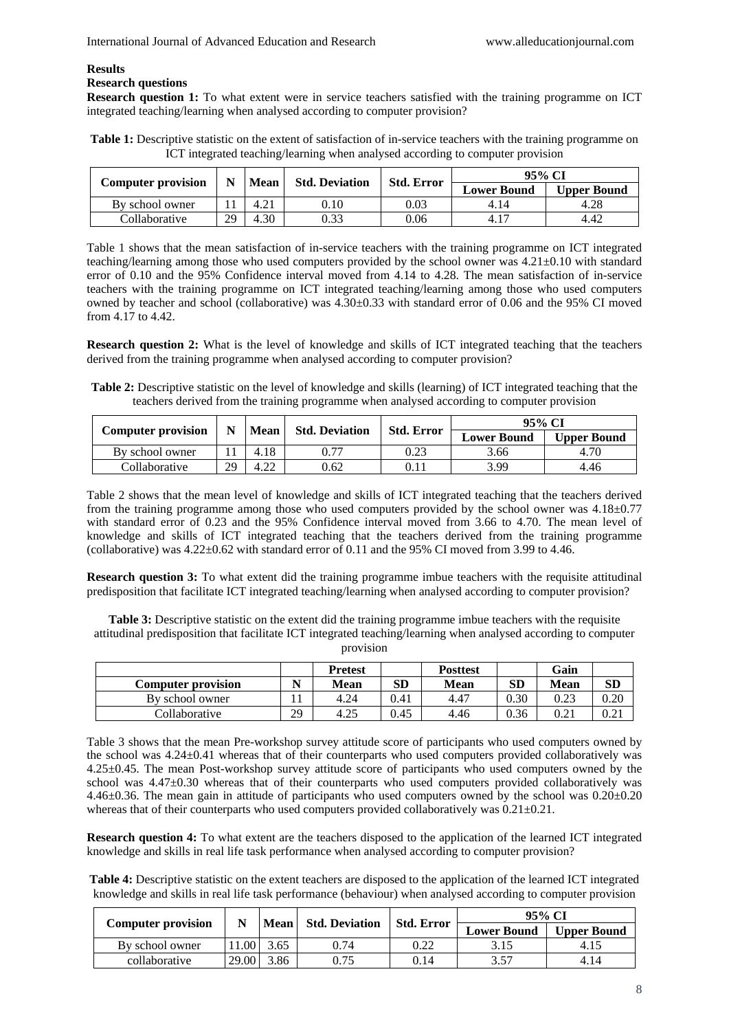## Results

### Research questions

**Research question 1:** To what extent were in service teachers satisfied with the training programme on ICT integrated teaching/learning when analysed according to computer provision?

**Table 1:** Descriptive statistic on the extent of satisfaction of in-service teachers with the training programme on ICT integrated teaching/learning when analysed according to computer provision

| Computer provision | N | Mean | Std. Deviation | Std. Error | 95% CI | |
|---|---|---|---|---|---|---|
| | | | | | Lower Bound | Upper Bound |
| By school owner | 11 | 4.21 | 0.10 | 0.03 | 4.14 | 4.28 |
| Collaborative | 29 | 4.30 | 0.33 | 0.06 | 4.17 | 4.42 |

Table 1 shows that the mean satisfaction of in-service teachers with the training programme on ICT integrated teaching/learning among those who used computers provided by the school owner was 4.21±0.10 with standard error of 0.10 and the 95% Confidence interval moved from 4.14 to 4.28. The mean satisfaction of in-service teachers with the training programme on ICT integrated teaching/learning among those who used computers owned by teacher and school (collaborative) was 4.30±0.33 with standard error of 0.06 and the 95% CI moved from 4.17 to 4.42.

**Research question 2:** What is the level of knowledge and skills of ICT integrated teaching that the teachers derived from the training programme when analysed according to computer provision?

**Table 2:** Descriptive statistic on the level of knowledge and skills (learning) of ICT integrated teaching that the teachers derived from the training programme when analysed according to computer provision

| Computer provision | N | Mean | Std. Deviation | Std. Error | 95% CI | |
|---|---|---|---|---|---|---|
| | | | | | Lower Bound | Upper Bound |
| By school owner | 11 | 4.18 | 0.77 | 0.23 | 3.66 | 4.70 |
| Collaborative | 29 | 4.22 | 0.62 | 0.11 | 3.99 | 4.46 |

Table 2 shows that the mean level of knowledge and skills of ICT integrated teaching that the teachers derived from the training programme among those who used computers provided by the school owner was 4.18±0.77 with standard error of 0.23 and the 95% Confidence interval moved from 3.66 to 4.70. The mean level of knowledge and skills of ICT integrated teaching that the teachers derived from the training programme (collaborative) was 4.22±0.62 with standard error of 0.11 and the 95% CI moved from 3.99 to 4.46.

**Research question 3:** To what extent did the training programme imbue teachers with the requisite attitudinal predisposition that facilitate ICT integrated teaching/learning when analysed according to computer provision?

**Table 3:** Descriptive statistic on the extent did the training programme imbue teachers with the requisite attitudinal predisposition that facilitate ICT integrated teaching/learning when analysed according to computer provision

| | | Pretest | | Posttest | | Gain | |
|---|---|---|---|---|---|---|---|
| Computer provision | N | Mean | SD | Mean | SD | Mean | SD |
| By school owner | 11 | 4.24 | 0.41 | 4.47 | 0.30 | 0.23 | 0.20 |
| Collaborative | 29 | 4.25 | 0.45 | 4.46 | 0.36 | 0.21 | 0.21 |

Table 3 shows that the mean Pre-workshop survey attitude score of participants who used computers owned by the school was 4.24±0.41 whereas that of their counterparts who used computers provided collaboratively was 4.25±0.45. The mean Post-workshop survey attitude score of participants who used computers owned by the school was 4.47±0.30 whereas that of their counterparts who used computers provided collaboratively was 4.46±0.36. The mean gain in attitude of participants who used computers owned by the school was 0.20±0.20 whereas that of their counterparts who used computers provided collaboratively was 0.21±0.21.

**Research question 4:** To what extent are the teachers disposed to the application of the learned ICT integrated knowledge and skills in real life task performance when analysed according to computer provision?

**Table 4:** Descriptive statistic on the extent teachers are disposed to the application of the learned ICT integrated knowledge and skills in real life task performance (behaviour) when analysed according to computer provision

| Computer provision | N | Mean | Std. Deviation | Std. Error | 95% CI | |
|---|---|---|---|---|---|---|
| | | | | | Lower Bound | Upper Bound |
| By school owner | 11.00 | 3.65 | 0.74 | 0.22 | 3.15 | 4.15 |
| collaborative | 29.00 | 3.86 | 0.75 | 0.14 | 3.57 | 4.14 |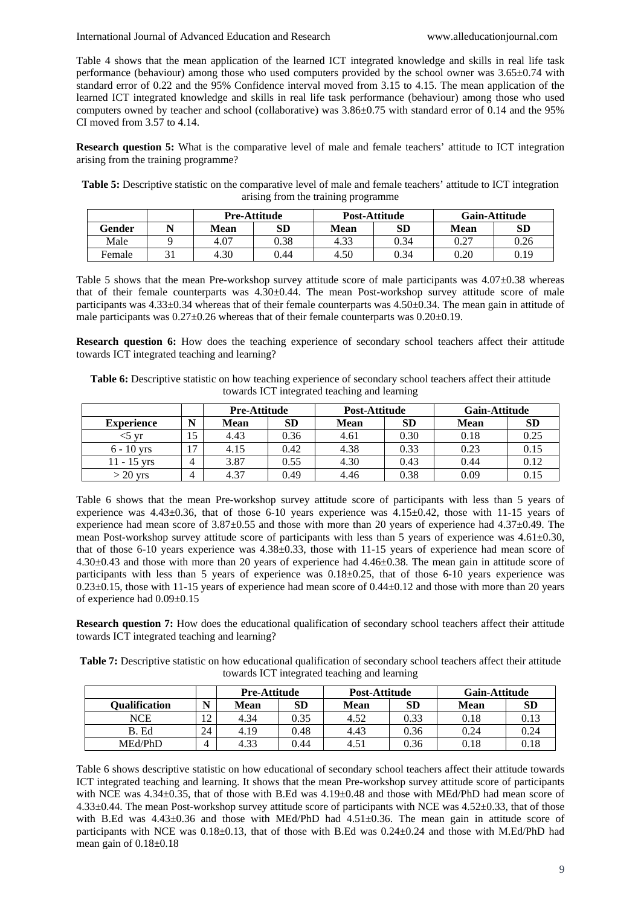Table 4 shows that the mean application of the learned ICT integrated knowledge and skills in real life task performance (behaviour) among those who used computers provided by the school owner was 3.65±0.74 with standard error of 0.22 and the 95% Confidence interval moved from 3.15 to 4.15. The mean application of the learned ICT integrated knowledge and skills in real life task performance (behaviour) among those who used computers owned by teacher and school (collaborative) was 3.86±0.75 with standard error of 0.14 and the 95% CI moved from 3.57 to 4.14.

**Research question 5:** What is the comparative level of male and female teachers' attitude to ICT integration arising from the training programme?

**Table 5:** Descriptive statistic on the comparative level of male and female teachers' attitude to ICT integration arising from the training programme

| | | Pre-Attitude | | Post-Attitude | | Gain-Attitude | |
|---|---|---|---|---|---|---|---|
| **Gender** | **N** | **Mean** | **SD** | **Mean** | **SD** | **Mean** | **SD** |
| Male | 9 | 4.07 | 0.38 | 4.33 | 0.34 | 0.27 | 0.26 |
| Female | 31 | 4.30 | 0.44 | 4.50 | 0.34 | 0.20 | 0.19 |

Table 5 shows that the mean Pre-workshop survey attitude score of male participants was 4.07±0.38 whereas that of their female counterparts was 4.30±0.44. The mean Post-workshop survey attitude score of male participants was 4.33±0.34 whereas that of their female counterparts was 4.50±0.34. The mean gain in attitude of male participants was 0.27±0.26 whereas that of their female counterparts was 0.20±0.19.

**Research question 6:** How does the teaching experience of secondary school teachers affect their attitude towards ICT integrated teaching and learning?

**Table 6:** Descriptive statistic on how teaching experience of secondary school teachers affect their attitude towards ICT integrated teaching and learning

| | | Pre-Attitude | | Post-Attitude | | Gain-Attitude | |
|---|---|---|---|---|---|---|---|
| **Experience** | **N** | **Mean** | **SD** | **Mean** | **SD** | **Mean** | **SD** |
| <5 yr | 15 | 4.43 | 0.36 | 4.61 | 0.30 | 0.18 | 0.25 |
| 6 - 10 yrs | 17 | 4.15 | 0.42 | 4.38 | 0.33 | 0.23 | 0.15 |
| 11 - 15 yrs | 4 | 3.87 | 0.55 | 4.30 | 0.43 | 0.44 | 0.12 |
| > 20 yrs | 4 | 4.37 | 0.49 | 4.46 | 0.38 | 0.09 | 0.15 |

Table 6 shows that the mean Pre-workshop survey attitude score of participants with less than 5 years of experience was 4.43±0.36, that of those 6-10 years experience was 4.15±0.42, those with 11-15 years of experience had mean score of 3.87±0.55 and those with more than 20 years of experience had 4.37±0.49. The mean Post-workshop survey attitude score of participants with less than 5 years of experience was 4.61±0.30, that of those 6-10 years experience was 4.38±0.33, those with 11-15 years of experience had mean score of 4.30±0.43 and those with more than 20 years of experience had 4.46±0.38. The mean gain in attitude score of participants with less than 5 years of experience was 0.18±0.25, that of those 6-10 years experience was 0.23±0.15, those with 11-15 years of experience had mean score of 0.44±0.12 and those with more than 20 years of experience had 0.09±0.15

**Research question 7:** How does the educational qualification of secondary school teachers affect their attitude towards ICT integrated teaching and learning?

**Table 7:** Descriptive statistic on how educational qualification of secondary school teachers affect their attitude towards ICT integrated teaching and learning

| | | Pre-Attitude | | Post-Attitude | | Gain-Attitude | |
|---|---|---|---|---|---|---|---|
| **Qualification** | **N** | **Mean** | **SD** | **Mean** | **SD** | **Mean** | **SD** |
| NCE | 12 | 4.34 | 0.35 | 4.52 | 0.33 | 0.18 | 0.13 |
| B. Ed | 24 | 4.19 | 0.48 | 4.43 | 0.36 | 0.24 | 0.24 |
| MEd/PhD | 4 | 4.33 | 0.44 | 4.51 | 0.36 | 0.18 | 0.18 |

Table 6 shows descriptive statistic on how educational of secondary school teachers affect their attitude towards ICT integrated teaching and learning. It shows that the mean Pre-workshop survey attitude score of participants with NCE was 4.34±0.35, that of those with B.Ed was 4.19±0.48 and those with MEd/PhD had mean score of 4.33±0.44. The mean Post-workshop survey attitude score of participants with NCE was 4.52±0.33, that of those with B.Ed was 4.43±0.36 and those with MEd/PhD had 4.51±0.36. The mean gain in attitude score of participants with NCE was 0.18±0.13, that of those with B.Ed was 0.24±0.24 and those with M.Ed/PhD had mean gain of 0.18±0.18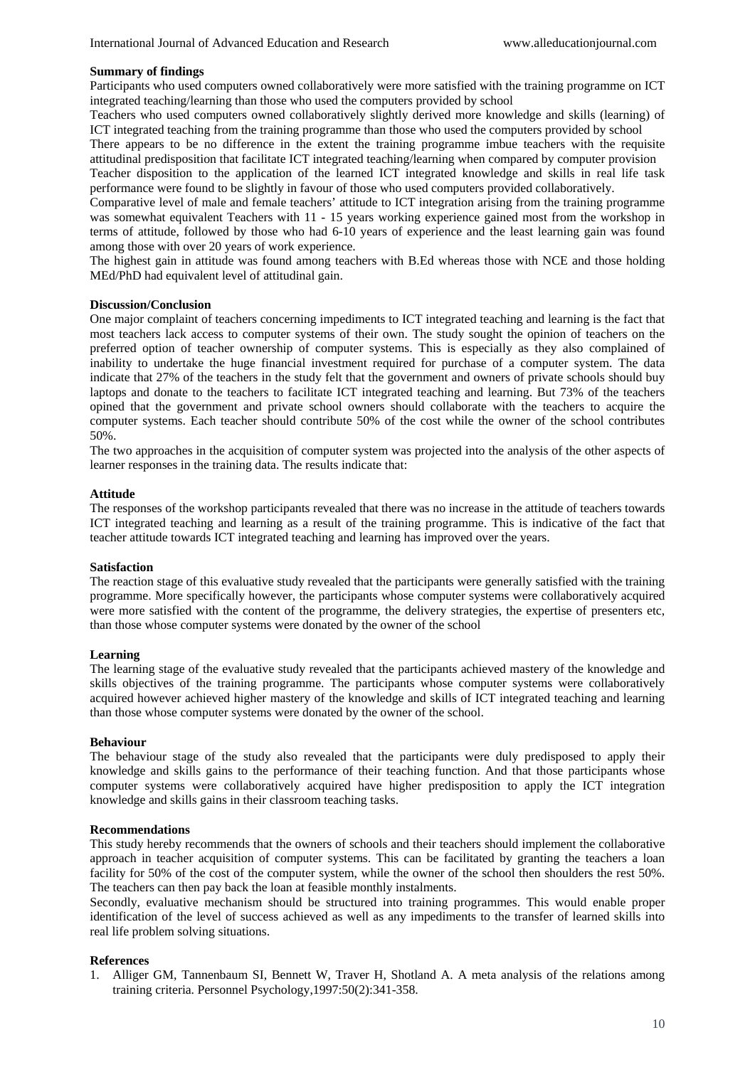**Summary of findings**

Participants who used computers owned collaboratively were more satisfied with the training programme on ICT integrated teaching/learning than those who used the computers provided by school

Teachers who used computers owned collaboratively slightly derived more knowledge and skills (learning) of ICT integrated teaching from the training programme than those who used the computers provided by school

There appears to be no difference in the extent the training programme imbue teachers with the requisite attitudinal predisposition that facilitate ICT integrated teaching/learning when compared by computer provision

Teacher disposition to the application of the learned ICT integrated knowledge and skills in real life task performance were found to be slightly in favour of those who used computers provided collaboratively.

Comparative level of male and female teachers' attitude to ICT integration arising from the training programme was somewhat equivalent Teachers with 11 - 15 years working experience gained most from the workshop in terms of attitude, followed by those who had 6-10 years of experience and the least learning gain was found among those with over 20 years of work experience.

The highest gain in attitude was found among teachers with B.Ed whereas those with NCE and those holding MEd/PhD had equivalent level of attitudinal gain.

**Discussion/Conclusion**

One major complaint of teachers concerning impediments to ICT integrated teaching and learning is the fact that most teachers lack access to computer systems of their own. The study sought the opinion of teachers on the preferred option of teacher ownership of computer systems. This is especially as they also complained of inability to undertake the huge financial investment required for purchase of a computer system. The data indicate that 27% of the teachers in the study felt that the government and owners of private schools should buy laptops and donate to the teachers to facilitate ICT integrated teaching and learning. But 73% of the teachers opined that the government and private school owners should collaborate with the teachers to acquire the computer systems. Each teacher should contribute 50% of the cost while the owner of the school contributes 50%.

The two approaches in the acquisition of computer system was projected into the analysis of the other aspects of learner responses in the training data. The results indicate that:

**Attitude**

The responses of the workshop participants revealed that there was no increase in the attitude of teachers towards ICT integrated teaching and learning as a result of the training programme. This is indicative of the fact that teacher attitude towards ICT integrated teaching and learning has improved over the years.

**Satisfaction**

The reaction stage of this evaluative study revealed that the participants were generally satisfied with the training programme. More specifically however, the participants whose computer systems were collaboratively acquired were more satisfied with the content of the programme, the delivery strategies, the expertise of presenters etc, than those whose computer systems were donated by the owner of the school

**Learning**

The learning stage of the evaluative study revealed that the participants achieved mastery of the knowledge and skills objectives of the training programme. The participants whose computer systems were collaboratively acquired however achieved higher mastery of the knowledge and skills of ICT integrated teaching and learning than those whose computer systems were donated by the owner of the school.

**Behaviour**

The behaviour stage of the study also revealed that the participants were duly predisposed to apply their knowledge and skills gains to the performance of their teaching function. And that those participants whose computer systems were collaboratively acquired have higher predisposition to apply the ICT integration knowledge and skills gains in their classroom teaching tasks.

**Recommendations**

This study hereby recommends that the owners of schools and their teachers should implement the collaborative approach in teacher acquisition of computer systems. This can be facilitated by granting the teachers a loan facility for 50% of the cost of the computer system, while the owner of the school then shoulders the rest 50%. The teachers can then pay back the loan at feasible monthly instalments.

Secondly, evaluative mechanism should be structured into training programmes. This would enable proper identification of the level of success achieved as well as any impediments to the transfer of learned skills into real life problem solving situations.

**References**

1. Alliger GM, Tannenbaum SI, Bennett W, Traver H, Shotland A. A meta analysis of the relations among training criteria. Personnel Psychology,1997:50(2):341-358.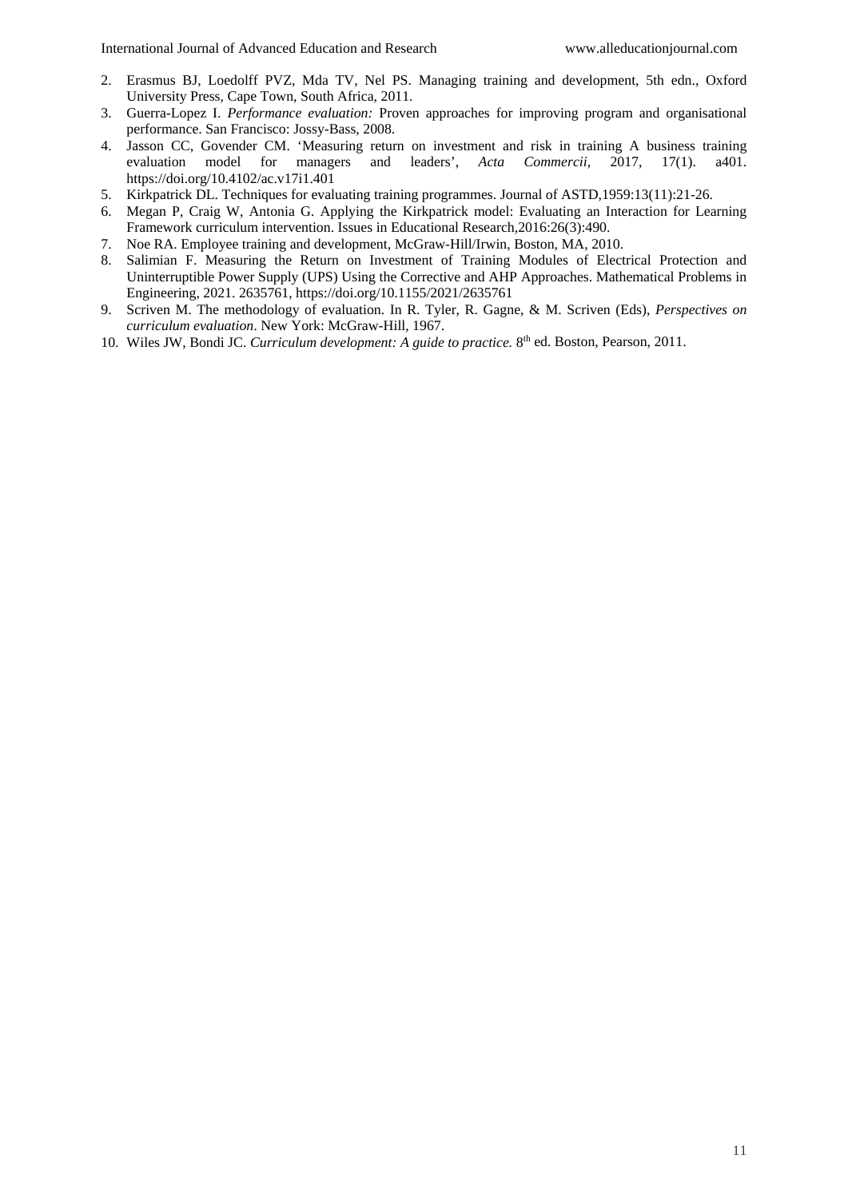2. Erasmus BJ, Loedolff PVZ, Mda TV, Nel PS. Managing training and development, 5th edn., Oxford University Press, Cape Town, South Africa, 2011.
3. Guerra-Lopez I. *Performance evaluation:* Proven approaches for improving program and organisational performance. San Francisco: Jossy-Bass, 2008.
4. Jasson CC, Govender CM. 'Measuring return on investment and risk in training A business training evaluation model for managers and leaders', *Acta Commercii*, 2017, 17(1). a401. https://doi.org/10.4102/ac.v17i1.401
5. Kirkpatrick DL. Techniques for evaluating training programmes. Journal of ASTD,1959:13(11):21-26.
6. Megan P, Craig W, Antonia G. Applying the Kirkpatrick model: Evaluating an Interaction for Learning Framework curriculum intervention. Issues in Educational Research,2016:26(3):490.
7. Noe RA. Employee training and development, McGraw-Hill/Irwin, Boston, MA, 2010.
8. Salimian F. Measuring the Return on Investment of Training Modules of Electrical Protection and Uninterruptible Power Supply (UPS) Using the Corrective and AHP Approaches. Mathematical Problems in Engineering, 2021. 2635761, https://doi.org/10.1155/2021/2635761
9. Scriven M. The methodology of evaluation. In R. Tyler, R. Gagne, & M. Scriven (Eds), *Perspectives on curriculum evaluation*. New York: McGraw-Hill, 1967.
10. Wiles JW, Bondi JC. *Curriculum development: A guide to practice.* 8th ed. Boston, Pearson, 2011.